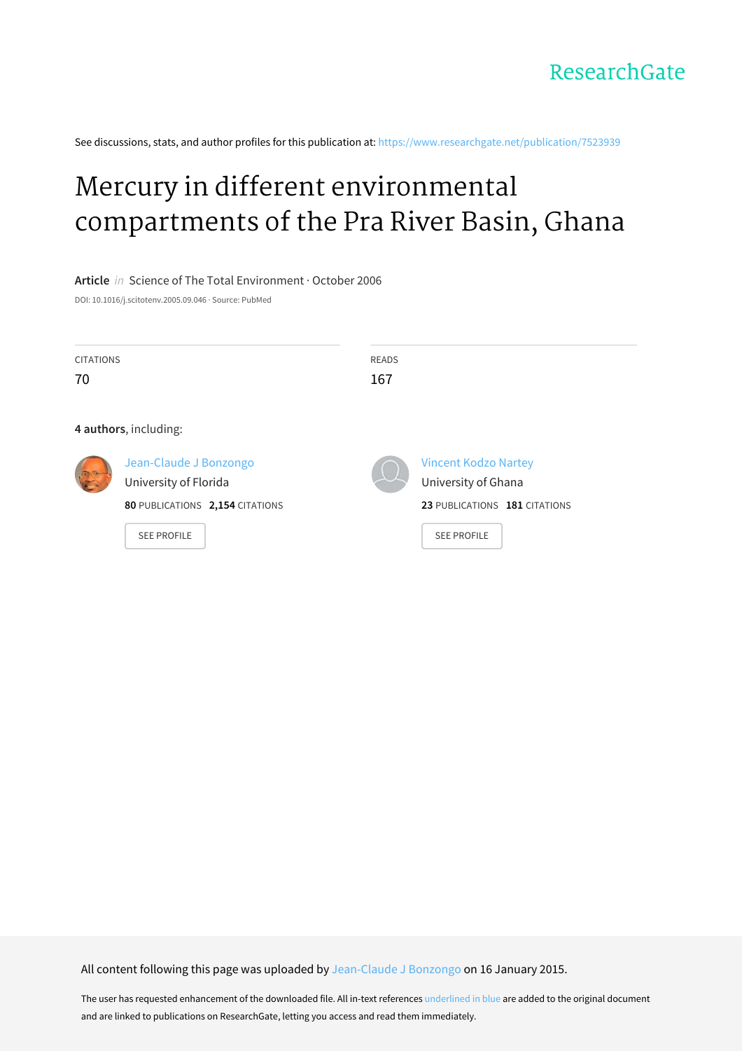ResearchGate

See discussions, stats, and author profiles for this publication at: https://www.researchgate.net/publication/7523939

# Mercury in different environmental compartments of the Pra River Basin, Ghana

**Article** *in* Science of The Total Environment · October 2006

DOI: 10.1016/j.scitotenv.2005.09.046 · Source: PubMed

CITATIONS
70

READS
167

**4 authors**, including:

Jean-Claude J Bonzongo
University of Florida
**80** PUBLICATIONS **2,154** CITATIONS

SEE PROFILE

Vincent Kodzo Nartey
University of Ghana
**23** PUBLICATIONS **181** CITATIONS

SEE PROFILE

All content following this page was uploaded by Jean-Claude J Bonzongo on 16 January 2015.

The user has requested enhancement of the downloaded file. All in-text references underlined in blue are added to the original document and are linked to publications on ResearchGate, letting you access and read them immediately.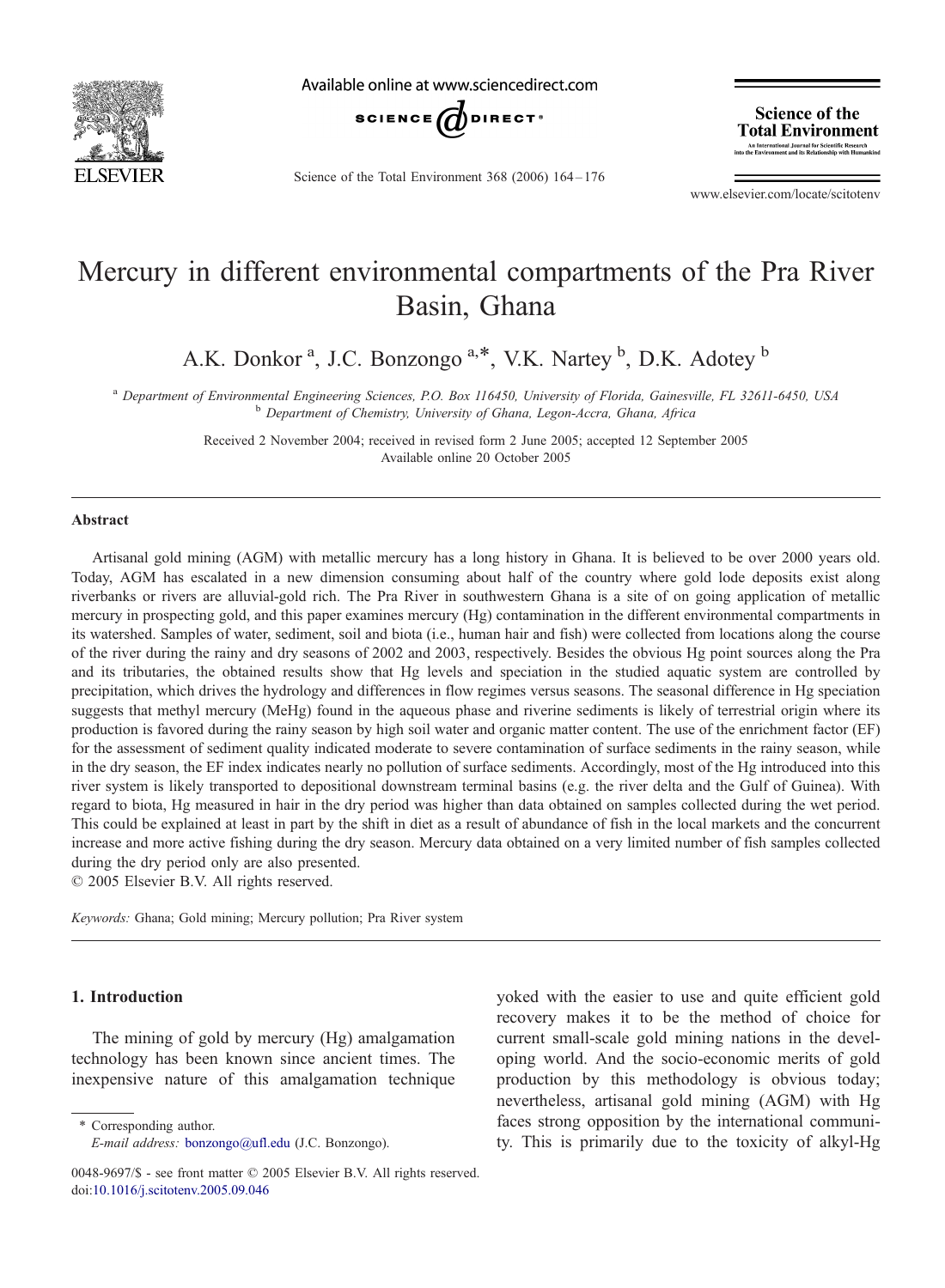# Mercury in different environmental compartments of the Pra River Basin, Ghana

A.K. Donkor [a], J.C. Bonzongo [a,*], V.K. Nartey [b], D.K. Adotey [b]

[a] *Department of Environmental Engineering Sciences, P.O. Box 116450, University of Florida, Gainesville, FL 32611-6450, USA*
[b] *Department of Chemistry, University of Ghana, Legon-Accra, Ghana, Africa*

Received 2 November 2004; received in revised form 2 June 2005; accepted 12 September 2005
Available online 20 October 2005

## Abstract

Artisanal gold mining (AGM) with metallic mercury has a long history in Ghana. It is believed to be over 2000 years old. Today, AGM has escalated in a new dimension consuming about half of the country where gold lode deposits exist along riverbanks or rivers are alluvial-gold rich. The Pra River in southwestern Ghana is a site of on going application of metallic mercury in prospecting gold, and this paper examines mercury (Hg) contamination in the different environmental compartments in its watershed. Samples of water, sediment, soil and biota (i.e., human hair and fish) were collected from locations along the course of the river during the rainy and dry seasons of 2002 and 2003, respectively. Besides the obvious Hg point sources along the Pra and its tributaries, the obtained results show that Hg levels and speciation in the studied aquatic system are controlled by precipitation, which drives the hydrology and differences in flow regimes versus seasons. The seasonal difference in Hg speciation suggests that methyl mercury (MeHg) found in the aqueous phase and riverine sediments is likely of terrestrial origin where its production is favored during the rainy season by high soil water and organic matter content. The use of the enrichment factor (EF) for the assessment of sediment quality indicated moderate to severe contamination of surface sediments in the rainy season, while in the dry season, the EF index indicates nearly no pollution of surface sediments. Accordingly, most of the Hg introduced into this river system is likely transported to depositional downstream terminal basins (e.g. the river delta and the Gulf of Guinea). With regard to biota, Hg measured in hair in the dry period was higher than data obtained on samples collected during the wet period. This could be explained at least in part by the shift in diet as a result of abundance of fish in the local markets and the concurrent increase and more active fishing during the dry season. Mercury data obtained on a very limited number of fish samples collected during the dry period only are also presented.

© 2005 Elsevier B.V. All rights reserved.

*Keywords:* Ghana; Gold mining; Mercury pollution; Pra River system

## 1. Introduction

The mining of gold by mercury (Hg) amalgamation technology has been known since ancient times. The inexpensive nature of this amalgamation technique yoked with the easier to use and quite efficient gold recovery makes it to be the method of choice for current small-scale gold mining nations in the developing world. And the socio-economic merits of gold production by this methodology is obvious today; nevertheless, artisanal gold mining (AGM) with Hg faces strong opposition by the international community. This is primarily due to the toxicity of alkyl-Hg

\* Corresponding author.
*E-mail address:* bonzongo@ufl.edu (J.C. Bonzongo).

0048-9697/$ - see front matter © 2005 Elsevier B.V. All rights reserved.
doi:10.1016/j.scitotenv.2005.09.046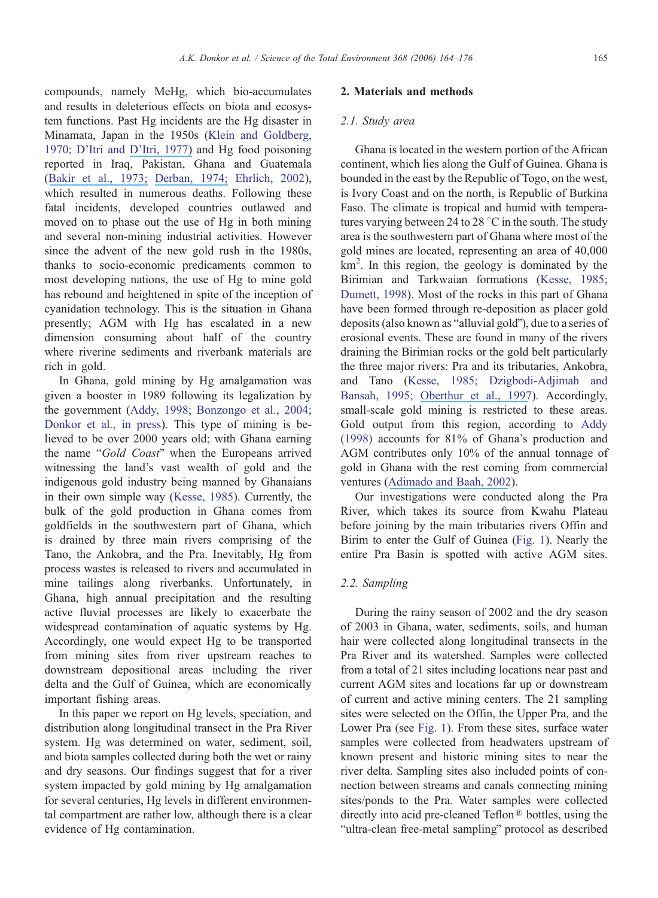compounds, namely MeHg, which bio-accumulates and results in deleterious effects on biota and ecosystem functions. Past Hg incidents are the Hg disaster in Minamata, Japan in the 1950s (Klein and Goldberg, 1970; D'Itri and D'Itri, 1977) and Hg food poisoning reported in Iraq, Pakistan, Ghana and Guatemala (Bakir et al., 1973; Derban, 1974; Ehrlich, 2002), which resulted in numerous deaths. Following these fatal incidents, developed countries outlawed and moved on to phase out the use of Hg in both mining and several non-mining industrial activities. However since the advent of the new gold rush in the 1980s, thanks to socio-economic predicaments common to most developing nations, the use of Hg to mine gold has rebound and heightened in spite of the inception of cyanidation technology. This is the situation in Ghana presently; AGM with Hg has escalated in a new dimension consuming about half of the country where riverine sediments and riverbank materials are rich in gold.

In Ghana, gold mining by Hg amalgamation was given a booster in 1989 following its legalization by the government (Addy, 1998; Bonzongo et al., 2004; Donkor et al., in press). This type of mining is believed to be over 2000 years old; with Ghana earning the name "*Gold Coast*" when the Europeans arrived witnessing the land's vast wealth of gold and the indigenous gold industry being manned by Ghanaians in their own simple way (Kesse, 1985). Currently, the bulk of the gold production in Ghana comes from goldfields in the southwestern part of Ghana, which is drained by three main rivers comprising of the Tano, the Ankobra, and the Pra. Inevitably, Hg from process wastes is released to rivers and accumulated in mine tailings along riverbanks. Unfortunately, in Ghana, high annual precipitation and the resulting active fluvial processes are likely to exacerbate the widespread contamination of aquatic systems by Hg. Accordingly, one would expect Hg to be transported from mining sites from river upstream reaches to downstream depositional areas including the river delta and the Gulf of Guinea, which are economically important fishing areas.

In this paper we report on Hg levels, speciation, and distribution along longitudinal transect in the Pra River system. Hg was determined on water, sediment, soil, and biota samples collected during both the wet or rainy and dry seasons. Our findings suggest that for a river system impacted by gold mining by Hg amalgamation for several centuries, Hg levels in different environmental compartment are rather low, although there is a clear evidence of Hg contamination.

## 2. Materials and methods

### 2.1. Study area

Ghana is located in the western portion of the African continent, which lies along the Gulf of Guinea. Ghana is bounded in the east by the Republic of Togo, on the west, is Ivory Coast and on the north, is Republic of Burkina Faso. The climate is tropical and humid with temperatures varying between 24 to 28 °C in the south. The study area is the southwestern part of Ghana where most of the gold mines are located, representing an area of 40,000 $km^2$. In this region, the geology is dominated by the Birimian and Tarkwaian formations (Kesse, 1985; Dumett, 1998). Most of the rocks in this part of Ghana have been formed through re-deposition as placer gold deposits (also known as "alluvial gold"), due to a series of erosional events. These are found in many of the rivers draining the Birimian rocks or the gold belt particularly the three major rivers: Pra and its tributaries, Ankobra, and Tano (Kesse, 1985; Dzigbodi-Adjimah and Bansah, 1995; Oberthur et al., 1997). Accordingly, small-scale gold mining is restricted to these areas. Gold output from this region, according to Addy (1998) accounts for 81% of Ghana's production and AGM contributes only 10% of the annual tonnage of gold in Ghana with the rest coming from commercial ventures (Adimado and Baah, 2002).

Our investigations were conducted along the Pra River, which takes its source from Kwahu Plateau before joining by the main tributaries rivers Offin and Birim to enter the Gulf of Guinea (Fig. 1). Nearly the entire Pra Basin is spotted with active AGM sites.

### 2.2. Sampling

During the rainy season of 2002 and the dry season of 2003 in Ghana, water, sediments, soils, and human hair were collected along longitudinal transects in the Pra River and its watershed. Samples were collected from a total of 21 sites including locations near past and current AGM sites and locations far up or downstream of current and active mining centers. The 21 sampling sites were selected on the Offin, the Upper Pra, and the Lower Pra (see Fig. 1). From these sites, surface water samples were collected from headwaters upstream of known present and historic mining sites to near the river delta. Sampling sites also included points of connection between streams and canals connecting mining sites/ponds to the Pra. Water samples were collected directly into acid pre-cleaned Teflon® bottles, using the "ultra-clean free-metal sampling" protocol as described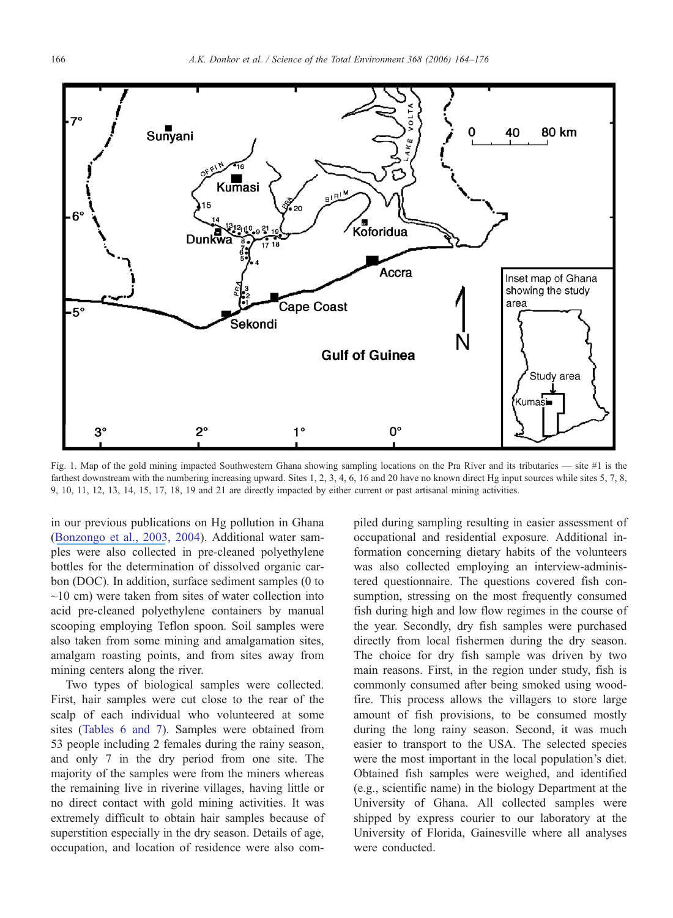Fig. 1. Map of the gold mining impacted Southwestern Ghana showing sampling locations on the Pra River and its tributaries — site #1 is the farthest downstream with the numbering increasing upward. Sites 1, 2, 3, 4, 6, 16 and 20 have no known direct Hg input sources while sites 5, 7, 8, 9, 10, 11, 12, 13, 14, 15, 17, 18, 19 and 21 are directly impacted by either current or past artisanal mining activities.

in our previous publications on Hg pollution in Ghana (Bonzongo et al., 2003, 2004). Additional water samples were also collected in pre-cleaned polyethylene bottles for the determination of dissolved organic carbon (DOC). In addition, surface sediment samples (0 to ~10 cm) were taken from sites of water collection into acid pre-cleaned polyethylene containers by manual scooping employing Teflon spoon. Soil samples were also taken from some mining and amalgamation sites, amalgam roasting points, and from sites away from mining centers along the river.

Two types of biological samples were collected. First, hair samples were cut close to the rear of the scalp of each individual who volunteered at some sites (Tables 6 and 7). Samples were obtained from 53 people including 2 females during the rainy season, and only 7 in the dry period from one site. The majority of the samples were from the miners whereas the remaining live in riverine villages, having little or no direct contact with gold mining activities. It was extremely difficult to obtain hair samples because of superstition especially in the dry season. Details of age, occupation, and location of residence were also compiled during sampling resulting in easier assessment of occupational and residential exposure. Additional information concerning dietary habits of the volunteers was also collected employing an interview-administered questionnaire. The questions covered fish consumption, stressing on the most frequently consumed fish during high and low flow regimes in the course of the year. Secondly, dry fish samples were purchased directly from local fishermen during the dry season. The choice for dry fish sample was driven by two main reasons. First, in the region under study, fish is commonly consumed after being smoked using wood-fire. This process allows the villagers to store large amount of fish provisions, to be consumed mostly during the long rainy season. Second, it was much easier to transport to the USA. The selected species were the most important in the local population's diet. Obtained fish samples were weighed, and identified (e.g., scientific name) in the biology Department at the University of Ghana. All collected samples were shipped by express courier to our laboratory at the University of Florida, Gainesville where all analyses were conducted.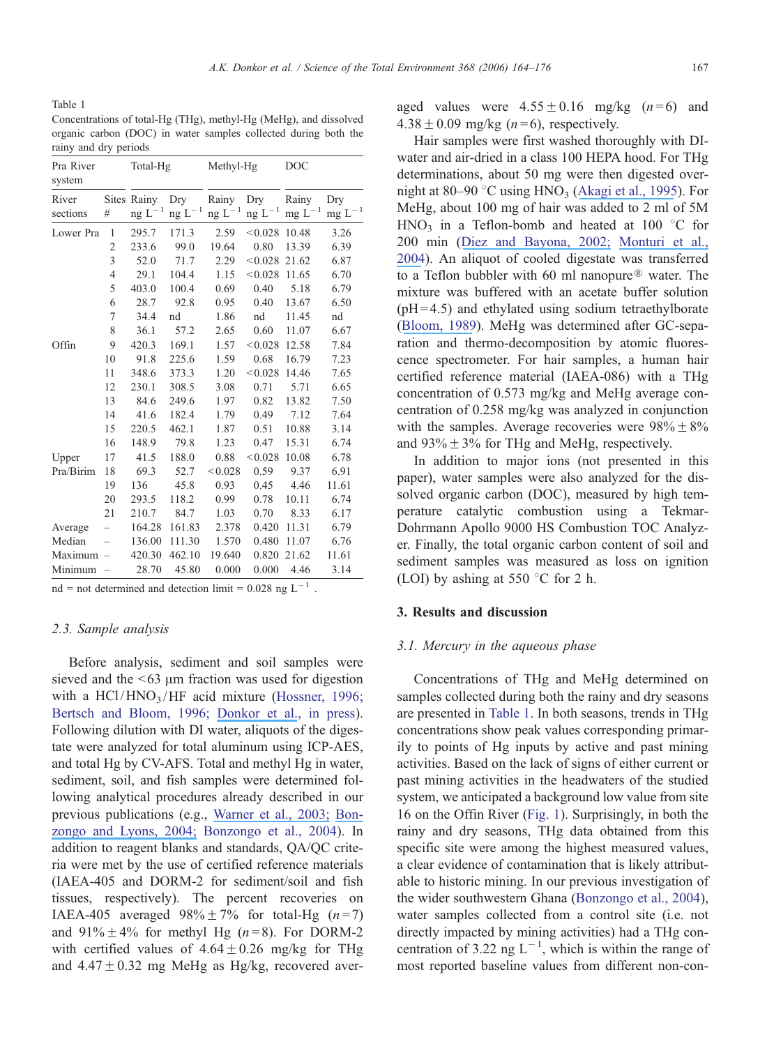Table 1

Concentrations of total-Hg (THg), methyl-Hg (MeHg), and dissolved organic carbon (DOC) in water samples collected during both the rainy and dry periods

| Pra River system | | Total-Hg | | Methyl-Hg | | DOC | |
|---|---|---|---|---|---|---|---|
| River sections | Sites # | Rainy ng $L^{-1}$ | Dry ng $L^{-1}$ | Rainy ng $L^{-1}$ | Dry ng $L^{-1}$ | Rainy mg $L^{-1}$ | Dry mg $L^{-1}$ |
| Lower Pra | 1 | 295.7 | 171.3 | 2.59 | <0.028 | 10.48 | 3.26 |
| | 2 | 233.6 | 99.0 | 19.64 | 0.80 | 13.39 | 6.39 |
| | 3 | 52.0 | 71.7 | 2.29 | <0.028 | 21.62 | 6.87 |
| | 4 | 29.1 | 104.4 | 1.15 | <0.028 | 11.65 | 6.70 |
| | 5 | 403.0 | 100.4 | 0.69 | 0.40 | 5.18 | 6.79 |
| | 6 | 28.7 | 92.8 | 0.95 | 0.40 | 13.67 | 6.50 |
| | 7 | 34.4 | nd | 1.86 | nd | 11.45 | nd |
| | 8 | 36.1 | 57.2 | 2.65 | 0.60 | 11.07 | 6.67 |
| Offin | 9 | 420.3 | 169.1 | 1.57 | <0.028 | 12.58 | 7.84 |
| | 10 | 91.8 | 225.6 | 1.59 | 0.68 | 16.79 | 7.23 |
| | 11 | 348.6 | 373.3 | 1.20 | <0.028 | 14.46 | 7.65 |
| | 12 | 230.1 | 308.5 | 3.08 | 0.71 | 5.71 | 6.65 |
| | 13 | 84.6 | 249.6 | 1.97 | 0.82 | 13.82 | 7.50 |
| | 14 | 41.6 | 182.4 | 1.79 | 0.49 | 7.12 | 7.64 |
| | 15 | 220.5 | 462.1 | 1.87 | 0.51 | 10.88 | 3.14 |
| | 16 | 148.9 | 79.8 | 1.23 | 0.47 | 15.31 | 6.74 |
| Upper Pra/Birim | 17 | 41.5 | 188.0 | 0.88 | <0.028 | 10.08 | 6.78 |
| | 18 | 69.3 | 52.7 | <0.028 | 0.59 | 9.37 | 6.91 |
| | 19 | 136 | 45.8 | 0.93 | 0.45 | 4.46 | 11.61 |
| | 20 | 293.5 | 118.2 | 0.99 | 0.78 | 10.11 | 6.74 |
| | 21 | 210.7 | 84.7 | 1.03 | 0.70 | 8.33 | 6.17 |
| Average | – | 164.28 | 161.83 | 2.378 | 0.420 | 11.31 | 6.79 |
| Median | – | 136.00 | 111.30 | 1.570 | 0.480 | 11.07 | 6.76 |
| Maximum | – | 420.30 | 462.10 | 19.640 | 0.820 | 21.62 | 11.61 |
| Minimum | – | 28.70 | 45.80 | 0.000 | 0.000 | 4.46 | 3.14 |

nd = not determined and detection limit = 0.028 ng $L^{-1}$ .

### 2.3. Sample analysis

Before analysis, sediment and soil samples were sieved and the <63 μm fraction was used for digestion with a $HCl/HNO_3/HF$ acid mixture (Hossner, 1996; Bertsch and Bloom, 1996; Donkor et al., in press). Following dilution with DI water, aliquots of the digestate were analyzed for total aluminum using ICP-AES, and total Hg by CV-AFS. Total and methyl Hg in water, sediment, soil, and fish samples were determined following analytical procedures already described in our previous publications (e.g., Warner et al., 2003; Bonzongo and Lyons, 2004; Bonzongo et al., 2004). In addition to reagent blanks and standards, QA/QC criteria were met by the use of certified reference materials (IAEA-405 and DORM-2 for sediment/soil and fish tissues, respectively). The percent recoveries on IAEA-405 averaged 98% ± 7% for total-Hg ($n$ = 7) and 91% ± 4% for methyl Hg ($n$ = 8). For DORM-2 with certified values of 4.64 ± 0.26 mg/kg for THg and 4.47 ± 0.32 mg MeHg as Hg/kg, recovered averaged values were 4.55 ± 0.16 mg/kg ($n$ = 6) and 4.38 ± 0.09 mg/kg ($n$ = 6), respectively.

Hair samples were first washed thoroughly with DI-water and air-dried in a class 100 HEPA hood. For THg determinations, about 50 mg were then digested overnight at 80–90 °C using $HNO_3$ (Akagi et al., 1995). For MeHg, about 100 mg of hair was added to 2 ml of 5M $HNO_3$ in a Teflon-bomb and heated at 100 °C for 200 min (Diez and Bayona, 2002; Monturi et al., 2004). An aliquot of cooled digestate was transferred to a Teflon bubbler with 60 ml nanopure® water. The mixture was buffered with an acetate buffer solution (pH = 4.5) and ethylated using sodium tetraethylborate (Bloom, 1989). MeHg was determined after GC-separation and thermo-decomposition by atomic fluorescence spectrometer. For hair samples, a human hair certified reference material (IAEA-086) with a THg concentration of 0.573 mg/kg and MeHg average concentration of 0.258 mg/kg was analyzed in conjunction with the samples. Average recoveries were 98% ± 8% and 93% ± 3% for THg and MeHg, respectively.

In addition to major ions (not presented in this paper), water samples were also analyzed for the dissolved organic carbon (DOC), measured by high temperature catalytic combustion using a Tekmar-Dohrmann Apollo 9000 HS Combustion TOC Analyzer. Finally, the total organic carbon content of soil and sediment samples was measured as loss on ignition (LOI) by ashing at 550 °C for 2 h.

## 3. Results and discussion

### 3.1. Mercury in the aqueous phase

Concentrations of THg and MeHg determined on samples collected during both the rainy and dry seasons are presented in Table 1. In both seasons, trends in THg concentrations show peak values corresponding primarily to points of Hg inputs by active and past mining activities. Based on the lack of signs of either current or past mining activities in the headwaters of the studied system, we anticipated a background low value from site 16 on the Offin River (Fig. 1). Surprisingly, in both the rainy and dry seasons, THg data obtained from this specific site were among the highest measured values, a clear evidence of contamination that is likely attributable to historic mining. In our previous investigation of the wider southwestern Ghana (Bonzongo et al., 2004), water samples collected from a control site (i.e. not directly impacted by mining activities) had a THg concentration of 3.22 ng $L^{-1}$, which is within the range of most reported baseline values from different non-con-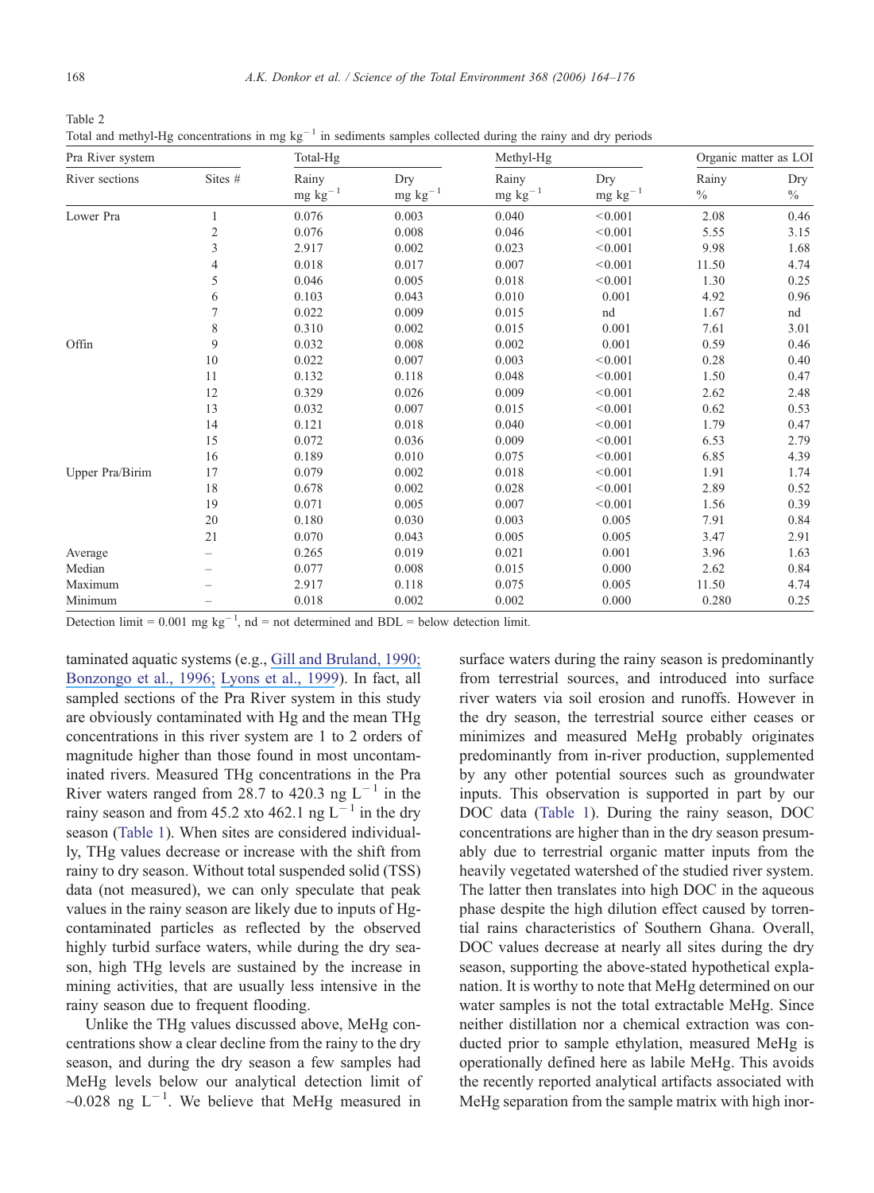Table 2
Total and methyl-Hg concentrations in mg $kg^{-1}$ in sediments samples collected during the rainy and dry periods

| Pra River system | | Total-Hg | | Methyl-Hg | | Organic matter as LOI | |
|---|---|---|---|---|---|---|---|
| River sections | Sites # | Rainy mg $kg^{-1}$ | Dry mg $kg^{-1}$ | Rainy mg $kg^{-1}$ | Dry mg $kg^{-1}$ | Rainy % | Dry % |
| Lower Pra | 1 | 0.076 | 0.003 | 0.040 | <0.001 | 2.08 | 0.46 |
| | 2 | 0.076 | 0.008 | 0.046 | <0.001 | 5.55 | 3.15 |
| | 3 | 2.917 | 0.002 | 0.023 | <0.001 | 9.98 | 1.68 |
| | 4 | 0.018 | 0.017 | 0.007 | <0.001 | 11.50 | 4.74 |
| | 5 | 0.046 | 0.005 | 0.018 | <0.001 | 1.30 | 0.25 |
| | 6 | 0.103 | 0.043 | 0.010 | 0.001 | 4.92 | 0.96 |
| | 7 | 0.022 | 0.009 | 0.015 | nd | 1.67 | nd |
| | 8 | 0.310 | 0.002 | 0.015 | 0.001 | 7.61 | 3.01 |
| Offin | 9 | 0.032 | 0.008 | 0.002 | 0.001 | 0.59 | 0.46 |
| | 10 | 0.022 | 0.007 | 0.003 | <0.001 | 0.28 | 0.40 |
| | 11 | 0.132 | 0.118 | 0.048 | <0.001 | 1.50 | 0.47 |
| | 12 | 0.329 | 0.026 | 0.009 | <0.001 | 2.62 | 2.48 |
| | 13 | 0.032 | 0.007 | 0.015 | <0.001 | 0.62 | 0.53 |
| | 14 | 0.121 | 0.018 | 0.040 | <0.001 | 1.79 | 0.47 |
| | 15 | 0.072 | 0.036 | 0.009 | <0.001 | 6.53 | 2.79 |
| | 16 | 0.189 | 0.010 | 0.075 | <0.001 | 6.85 | 4.39 |
| Upper Pra/Birim | 17 | 0.079 | 0.002 | 0.018 | <0.001 | 1.91 | 1.74 |
| | 18 | 0.678 | 0.002 | 0.028 | <0.001 | 2.89 | 0.52 |
| | 19 | 0.071 | 0.005 | 0.007 | <0.001 | 1.56 | 0.39 |
| | 20 | 0.180 | 0.030 | 0.003 | 0.005 | 7.91 | 0.84 |
| | 21 | 0.070 | 0.043 | 0.005 | 0.005 | 3.47 | 2.91 |
| Average | – | 0.265 | 0.019 | 0.021 | 0.001 | 3.96 | 1.63 |
| Median | – | 0.077 | 0.008 | 0.015 | 0.000 | 2.62 | 0.84 |
| Maximum | – | 2.917 | 0.118 | 0.075 | 0.005 | 11.50 | 4.74 |
| Minimum | – | 0.018 | 0.002 | 0.002 | 0.000 | 0.280 | 0.25 |

Detection limit = 0.001 mg $kg^{-1}$, nd = not determined and BDL = below detection limit.

taminated aquatic systems (e.g., Gill and Bruland, 1990; Bonzongo et al., 1996; Lyons et al., 1999). In fact, all sampled sections of the Pra River system in this study are obviously contaminated with Hg and the mean THg concentrations in this river system are 1 to 2 orders of magnitude higher than those found in most uncontaminated rivers. Measured THg concentrations in the Pra River waters ranged from 28.7 to 420.3 ng $L^{-1}$ in the rainy season and from 45.2 xto 462.1 ng $L^{-1}$ in the dry season (Table 1). When sites are considered individually, THg values decrease or increase with the shift from rainy to dry season. Without total suspended solid (TSS) data (not measured), we can only speculate that peak values in the rainy season are likely due to inputs of Hg-contaminated particles as reflected by the observed highly turbid surface waters, while during the dry season, high THg levels are sustained by the increase in mining activities, that are usually less intensive in the rainy season due to frequent flooding.

Unlike the THg values discussed above, MeHg concentrations show a clear decline from the rainy to the dry season, and during the dry season a few samples had MeHg levels below our analytical detection limit of ~0.028 ng $L^{-1}$. We believe that MeHg measured in surface waters during the rainy season is predominantly from terrestrial sources, and introduced into surface river waters via soil erosion and runoffs. However in the dry season, the terrestrial source either ceases or minimizes and measured MeHg probably originates predominantly from in-river production, supplemented by any other potential sources such as groundwater inputs. This observation is supported in part by our DOC data (Table 1). During the rainy season, DOC concentrations are higher than in the dry season presumably due to terrestrial organic matter inputs from the heavily vegetated watershed of the studied river system. The latter then translates into high DOC in the aqueous phase despite the high dilution effect caused by torrential rains characteristics of Southern Ghana. Overall, DOC values decrease at nearly all sites during the dry season, supporting the above-stated hypothetical explanation. It is worthy to note that MeHg determined on our water samples is not the total extractable MeHg. Since neither distillation nor a chemical extraction was conducted prior to sample ethylation, measured MeHg is operationally defined here as labile MeHg. This avoids the recently reported analytical artifacts associated with MeHg separation from the sample matrix with high inor-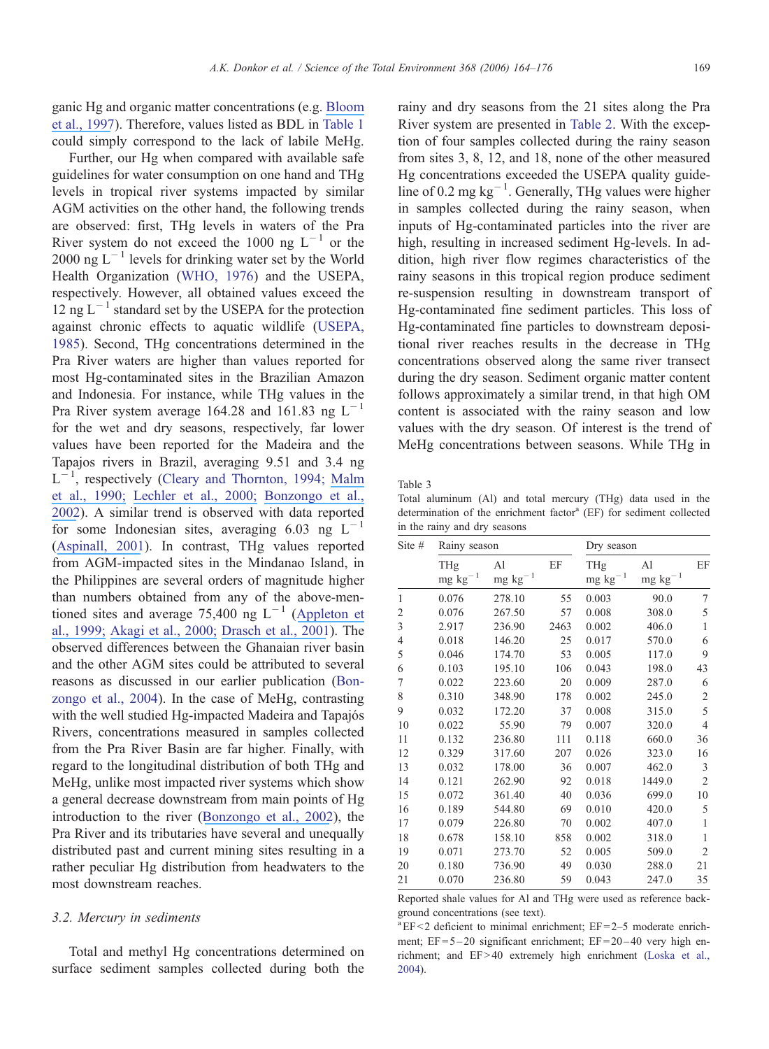ganic Hg and organic matter concentrations (e.g. Bloom et al., 1997). Therefore, values listed as BDL in Table 1 could simply correspond to the lack of labile MeHg.

Further, our Hg when compared with available safe guidelines for water consumption on one hand and THg levels in tropical river systems impacted by similar AGM activities on the other hand, the following trends are observed: first, THg levels in waters of the Pra River system do not exceed the 1000 ng $L^{-1}$ or the 2000 ng $L^{-1}$ levels for drinking water set by the World Health Organization (WHO, 1976) and the USEPA, respectively. However, all obtained values exceed the 12 ng $L^{-1}$ standard set by the USEPA for the protection against chronic effects to aquatic wildlife (USEPA, 1985). Second, THg concentrations determined in the Pra River waters are higher than values reported for most Hg-contaminated sites in the Brazilian Amazon and Indonesia. For instance, while THg values in the Pra River system average 164.28 and 161.83 ng $L^{-1}$ for the wet and dry seasons, respectively, far lower values have been reported for the Madeira and the Tapajos rivers in Brazil, averaging 9.51 and 3.4 ng $L^{-1}$, respectively (Cleary and Thornton, 1994; Malm et al., 1990; Lechler et al., 2000; Bonzongo et al., 2002). A similar trend is observed with data reported for some Indonesian sites, averaging 6.03 ng $L^{-1}$ (Aspinall, 2001). In contrast, THg values reported from AGM-impacted sites in the Mindanao Island, in the Philippines are several orders of magnitude higher than numbers obtained from any of the above-mentioned sites and average 75,400 ng $L^{-1}$ (Appleton et al., 1999; Akagi et al., 2000; Drasch et al., 2001). The observed differences between the Ghanaian river basin and the other AGM sites could be attributed to several reasons as discussed in our earlier publication (Bonzongo et al., 2004). In the case of MeHg, contrasting with the well studied Hg-impacted Madeira and Tapajós Rivers, concentrations measured in samples collected from the Pra River Basin are far higher. Finally, with regard to the longitudinal distribution of both THg and MeHg, unlike most impacted river systems which show a general decrease downstream from main points of Hg introduction to the river (Bonzongo et al., 2002), the Pra River and its tributaries have several and unequally distributed past and current mining sites resulting in a rather peculiar Hg distribution from headwaters to the most downstream reaches.

### 3.2. Mercury in sediments

Total and methyl Hg concentrations determined on surface sediment samples collected during both the rainy and dry seasons from the 21 sites along the Pra River system are presented in Table 2. With the exception of four samples collected during the rainy season from sites 3, 8, 12, and 18, none of the other measured Hg concentrations exceeded the USEPA quality guideline of 0.2 mg $kg^{-1}$. Generally, THg values were higher in samples collected during the rainy season, when inputs of Hg-contaminated particles into the river are high, resulting in increased sediment Hg-levels. In addition, high river flow regimes characteristics of the rainy seasons in this tropical region produce sediment re-suspension resulting in downstream transport of Hg-contaminated fine sediment particles. This loss of Hg-contaminated fine particles to downstream depositional river reaches results in the decrease in THg concentrations observed along the same river transect during the dry season. Sediment organic matter content follows approximately a similar trend, in that high OM content is associated with the rainy season and low values with the dry season. Of interest is the trend of MeHg concentrations between seasons. While THg in

Table 3
Total aluminum (Al) and total mercury (THg) data used in the determination of the enrichment factor[a] (EF) for sediment collected in the rainy and dry seasons

| Site # | Rainy season | | | Dry season | | |
|---|---|---|---|---|---|---|
| | THg mg $kg^{-1}$ | Al mg $kg^{-1}$ | EF | THg mg $kg^{-1}$ | Al mg $kg^{-1}$ | EF |
| 1 | 0.076 | 278.10 | 55 | 0.003 | 90.0 | 7 |
| 2 | 0.076 | 267.50 | 57 | 0.008 | 308.0 | 5 |
| 3 | 2.917 | 236.90 | 2463 | 0.002 | 406.0 | 1 |
| 4 | 0.018 | 146.20 | 25 | 0.017 | 570.0 | 6 |
| 5 | 0.046 | 174.70 | 53 | 0.005 | 117.0 | 9 |
| 6 | 0.103 | 195.10 | 106 | 0.043 | 198.0 | 43 |
| 7 | 0.022 | 223.60 | 20 | 0.009 | 287.0 | 6 |
| 8 | 0.310 | 348.90 | 178 | 0.002 | 245.0 | 2 |
| 9 | 0.032 | 172.20 | 37 | 0.008 | 315.0 | 5 |
| 10 | 0.022 | 55.90 | 79 | 0.007 | 320.0 | 4 |
| 11 | 0.132 | 236.80 | 111 | 0.118 | 660.0 | 36 |
| 12 | 0.329 | 317.60 | 207 | 0.026 | 323.0 | 16 |
| 13 | 0.032 | 178.00 | 36 | 0.007 | 462.0 | 3 |
| 14 | 0.121 | 262.90 | 92 | 0.018 | 1449.0 | 2 |
| 15 | 0.072 | 361.40 | 40 | 0.036 | 699.0 | 10 |
| 16 | 0.189 | 544.80 | 69 | 0.010 | 420.0 | 5 |
| 17 | 0.079 | 226.80 | 70 | 0.002 | 407.0 | 1 |
| 18 | 0.678 | 158.10 | 858 | 0.002 | 318.0 | 1 |
| 19 | 0.071 | 273.70 | 52 | 0.005 | 509.0 | 2 |
| 20 | 0.180 | 736.90 | 49 | 0.030 | 288.0 | 21 |
| 21 | 0.070 | 236.80 | 59 | 0.043 | 247.0 | 35 |

Reported shale values for Al and THg were used as reference background concentrations (see text).

[a] EF < 2 deficient to minimal enrichment; EF = 2–5 moderate enrichment; EF = 5–20 significant enrichment; EF = 20–40 very high enrichment; and EF > 40 extremely high enrichment (Loska et al., 2004).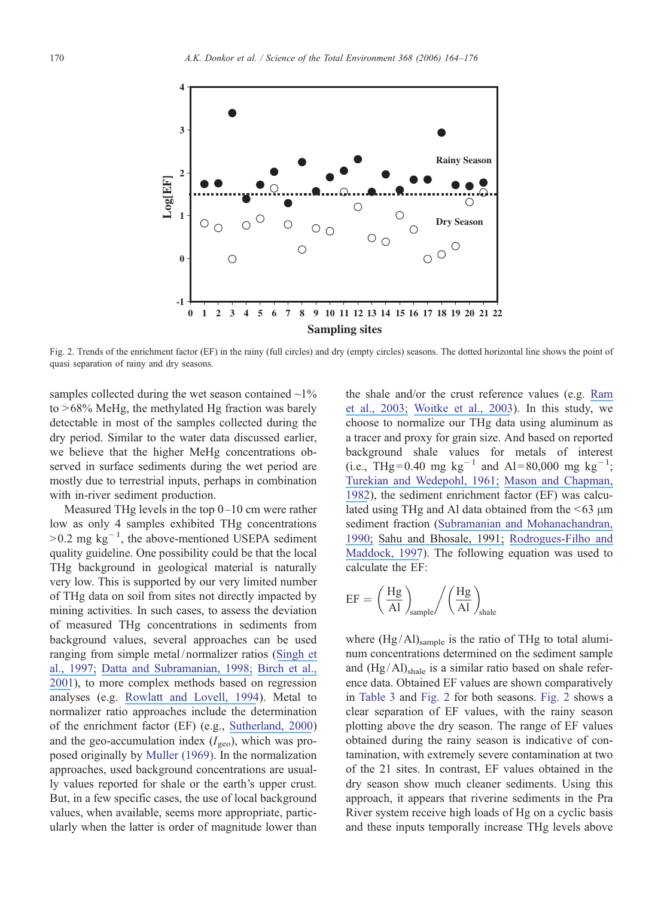Fig. 2. Trends of the enrichment factor (EF) in the rainy (full circles) and dry (empty circles) seasons. The dotted horizontal line shows the point of quasi separation of rainy and dry seasons.

samples collected during the wet season contained ~1% to >68% MeHg, the methylated Hg fraction was barely detectable in most of the samples collected during the dry period. Similar to the water data discussed earlier, we believe that the higher MeHg concentrations observed in surface sediments during the wet period are mostly due to terrestrial inputs, perhaps in combination with in-river sediment production.

Measured THg levels in the top 0–10 cm were rather low as only 4 samples exhibited THg concentrations >0.2 mg $kg^{-1}$, the above-mentioned USEPA sediment quality guideline. One possibility could be that the local THg background in geological material is naturally very low. This is supported by our very limited number of THg data on soil from sites not directly impacted by mining activities. In such cases, to assess the deviation of measured THg concentrations in sediments from background values, several approaches can be used ranging from simple metal/normalizer ratios (Singh et al., 1997; Datta and Subramanian, 1998; Birch et al., 2001), to more complex methods based on regression analyses (e.g. Rowlatt and Lovell, 1994). Metal to normalizer ratio approaches include the determination of the enrichment factor (EF) (e.g., Sutherland, 2000) and the geo-accumulation index ($I_{geo}$), which was proposed originally by Muller (1969). In the normalization approaches, used background concentrations are usually values reported for shale or the earth's upper crust. But, in a few specific cases, the use of local background values, when available, seems more appropriate, particularly when the latter is order of magnitude lower than the shale and/or the crust reference values (e.g. Ram et al., 2003; Woitke et al., 2003). In this study, we choose to normalize our THg data using aluminum as a tracer and proxy for grain size. And based on reported background shale values for metals of interest (i.e., THg=0.40 mg $kg^{-1}$ and Al=80,000 mg $kg^{-1}$; Turekian and Wedepohl, 1961; Mason and Chapman, 1982), the sediment enrichment factor (EF) was calculated using THg and Al data obtained from the <63 μm sediment fraction (Subramanian and Mohanachandran, 1990; Sahu and Bhosale, 1991; Rodrogues-Filho and Maddock, 1997). The following equation was used to calculate the EF:

$$EF = \left(\frac{Hg}{Al}\right)_{sample} \Big/ \left(\frac{Hg}{Al}\right)_{shale}$$

where $(Hg/Al)_{sample}$ is the ratio of THg to total aluminum concentrations determined on the sediment sample and $(Hg/Al)_{shale}$ is a similar ratio based on shale reference data. Obtained EF values are shown comparatively in Table 3 and Fig. 2 for both seasons. Fig. 2 shows a clear separation of EF values, with the rainy season plotting above the dry season. The range of EF values obtained during the rainy season is indicative of contamination, with extremely severe contamination at two of the 21 sites. In contrast, EF values obtained in the dry season show much cleaner sediments. Using this approach, it appears that riverine sediments in the Pra River system receive high loads of Hg on a cyclic basis and these inputs temporally increase THg levels above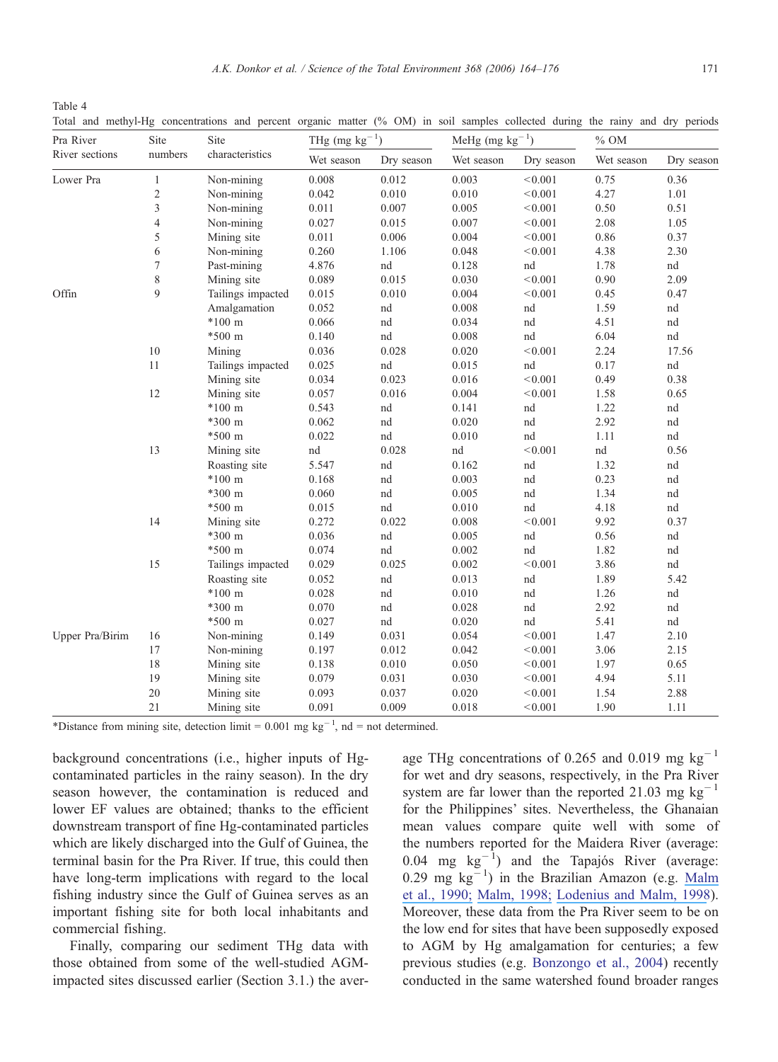Table 4

Total and methyl-Hg concentrations and percent organic matter (% OM) in soil samples collected during the rainy and dry periods

| Pra River River sections | Site numbers | Site characteristics | THg (mg kg$^{-1}$) | | MeHg (mg kg$^{-1}$) | | % OM | |
|---|---|---|---|---|---|---|---|---|
| | | | Wet season | Dry season | Wet season | Dry season | Wet season | Dry season |
| Lower Pra | 1 | Non-mining | 0.008 | 0.012 | 0.003 | <0.001 | 0.75 | 0.36 |
| | 2 | Non-mining | 0.042 | 0.010 | 0.010 | <0.001 | 4.27 | 1.01 |
| | 3 | Non-mining | 0.011 | 0.007 | 0.005 | <0.001 | 0.50 | 0.51 |
| | 4 | Non-mining | 0.027 | 0.015 | 0.007 | <0.001 | 2.08 | 1.05 |
| | 5 | Mining site | 0.011 | 0.006 | 0.004 | <0.001 | 0.86 | 0.37 |
| | 6 | Non-mining | 0.260 | 1.106 | 0.048 | <0.001 | 4.38 | 2.30 |
| | 7 | Past-mining | 4.876 | nd | 0.128 | nd | 1.78 | nd |
| | 8 | Mining site | 0.089 | 0.015 | 0.030 | <0.001 | 0.90 | 2.09 |
| Offin | 9 | Tailings impacted | 0.015 | 0.010 | 0.004 | <0.001 | 0.45 | 0.47 |
| | | Amalgamation | 0.052 | nd | 0.008 | nd | 1.59 | nd |
| | | *100 m | 0.066 | nd | 0.034 | nd | 4.51 | nd |
| | | *500 m | 0.140 | nd | 0.008 | nd | 6.04 | nd |
| | 10 | Mining | 0.036 | 0.028 | 0.020 | <0.001 | 2.24 | 17.56 |
| | 11 | Tailings impacted | 0.025 | nd | 0.015 | nd | 0.17 | nd |
| | | Mining site | 0.034 | 0.023 | 0.016 | <0.001 | 0.49 | 0.38 |
| | 12 | Mining site | 0.057 | 0.016 | 0.004 | <0.001 | 1.58 | 0.65 |
| | | *100 m | 0.543 | nd | 0.141 | nd | 1.22 | nd |
| | | *300 m | 0.062 | nd | 0.020 | nd | 2.92 | nd |
| | | *500 m | 0.022 | nd | 0.010 | nd | 1.11 | nd |
| | 13 | Mining site | nd | 0.028 | nd | <0.001 | nd | 0.56 |
| | | Roasting site | 5.547 | nd | 0.162 | nd | 1.32 | nd |
| | | *100 m | 0.168 | nd | 0.003 | nd | 0.23 | nd |
| | | *300 m | 0.060 | nd | 0.005 | nd | 1.34 | nd |
| | | *500 m | 0.015 | nd | 0.010 | nd | 4.18 | nd |
| | 14 | Mining site | 0.272 | 0.022 | 0.008 | <0.001 | 9.92 | 0.37 |
| | | *300 m | 0.036 | nd | 0.005 | nd | 0.56 | nd |
| | | *500 m | 0.074 | nd | 0.002 | nd | 1.82 | nd |
| | 15 | Tailings impacted | 0.029 | 0.025 | 0.002 | <0.001 | 3.86 | nd |
| | | Roasting site | 0.052 | nd | 0.013 | nd | 1.89 | 5.42 |
| | | *100 m | 0.028 | nd | 0.010 | nd | 1.26 | nd |
| | | *300 m | 0.070 | nd | 0.028 | nd | 2.92 | nd |
| | | *500 m | 0.027 | nd | 0.020 | nd | 5.41 | nd |
| Upper Pra/Birim | 16 | Non-mining | 0.149 | 0.031 | 0.054 | <0.001 | 1.47 | 2.10 |
| | 17 | Non-mining | 0.197 | 0.012 | 0.042 | <0.001 | 3.06 | 2.15 |
| | 18 | Mining site | 0.138 | 0.010 | 0.050 | <0.001 | 1.97 | 0.65 |
| | 19 | Mining site | 0.079 | 0.031 | 0.030 | <0.001 | 4.94 | 5.11 |
| | 20 | Mining site | 0.093 | 0.037 | 0.020 | <0.001 | 1.54 | 2.88 |
| | 21 | Mining site | 0.091 | 0.009 | 0.018 | <0.001 | 1.90 | 1.11 |

*Distance from mining site, detection limit = 0.001 mg kg$^{-1}$, nd = not determined.

background concentrations (i.e., higher inputs of Hg-contaminated particles in the rainy season). In the dry season however, the contamination is reduced and lower EF values are obtained; thanks to the efficient downstream transport of fine Hg-contaminated particles which are likely discharged into the Gulf of Guinea, the terminal basin for the Pra River. If true, this could then have long-term implications with regard to the local fishing industry since the Gulf of Guinea serves as an important fishing site for both local inhabitants and commercial fishing.

Finally, comparing our sediment THg data with those obtained from some of the well-studied AGM-impacted sites discussed earlier (Section 3.1.) the average THg concentrations of 0.265 and 0.019 mg kg$^{-1}$ for wet and dry seasons, respectively, in the Pra River system are far lower than the reported 21.03 mg kg$^{-1}$ for the Philippines' sites. Nevertheless, the Ghanaian mean values compare quite well with some of the numbers reported for the Maidera River (average: 0.04 mg kg$^{-1}$) and the Tapajós River (average: 0.29 mg kg$^{-1}$) in the Brazilian Amazon (e.g. Malm et al., 1990; Malm, 1998; Lodenius and Malm, 1998). Moreover, these data from the Pra River seem to be on the low end for sites that have been supposedly exposed to AGM by Hg amalgamation for centuries; a few previous studies (e.g. Bonzongo et al., 2004) recently conducted in the same watershed found broader ranges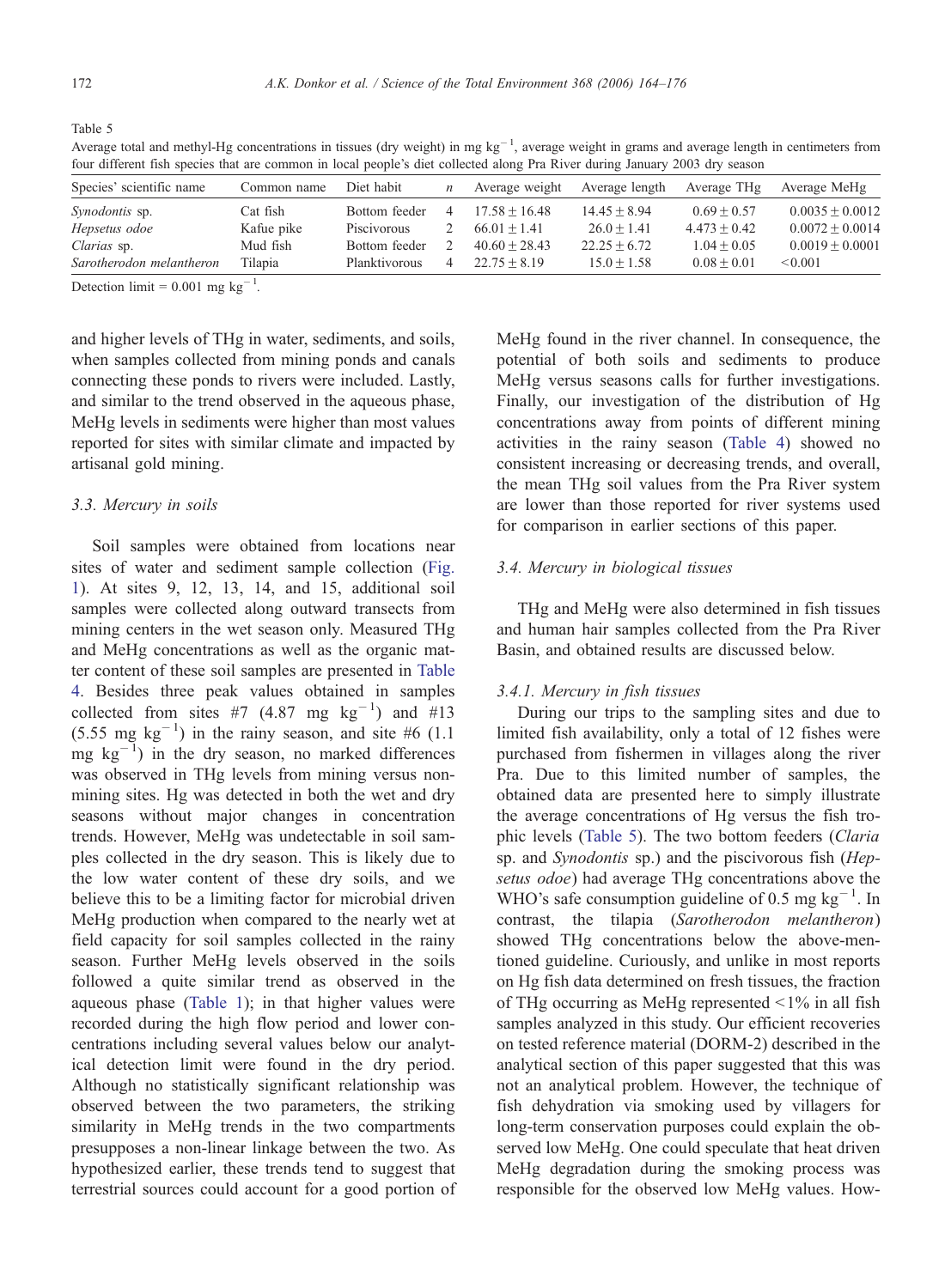Table 5
Average total and methyl-Hg concentrations in tissues (dry weight) in mg $kg^{-1}$, average weight in grams and average length in centimeters from four different fish species that are common in local people's diet collected along Pra River during January 2003 dry season

| Species' scientific name | Common name | Diet habit | *n* | Average weight | Average length | Average THg | Average MeHg |
|---|---|---|---|---|---|---|---|
| *Synodontis* sp. | Cat fish | Bottom feeder | 4 | 17.58 ± 16.48 | 14.45 ± 8.94 | 0.69 ± 0.57 | 0.0035 ± 0.0012 |
| *Hepsetus odoe* | Kafue pike | Piscivorous | 2 | 66.01 ± 1.41 | 26.0 ± 1.41 | 4.473 ± 0.42 | 0.0072 ± 0.0014 |
| *Clarias* sp. | Mud fish | Bottom feeder | 2 | 40.60 ± 28.43 | 22.25 ± 6.72 | 1.04 ± 0.05 | 0.0019 ± 0.0001 |
| *Sarotherodon melantheron* | Tilapia | Planktivorous | 4 | 22.75 ± 8.19 | 15.0 ± 1.58 | 0.08 ± 0.01 | <0.001 |

Detection limit = 0.001 mg $kg^{-1}$.

and higher levels of THg in water, sediments, and soils, when samples collected from mining ponds and canals connecting these ponds to rivers were included. Lastly, and similar to the trend observed in the aqueous phase, MeHg levels in sediments were higher than most values reported for sites with similar climate and impacted by artisanal gold mining.

### 3.3. Mercury in soils

Soil samples were obtained from locations near sites of water and sediment sample collection (Fig. 1). At sites 9, 12, 13, 14, and 15, additional soil samples were collected along outward transects from mining centers in the wet season only. Measured THg and MeHg concentrations as well as the organic matter content of these soil samples are presented in Table 4. Besides three peak values obtained in samples collected from sites #7 (4.87 mg $kg^{-1}$) and #13 (5.55 mg $kg^{-1}$) in the rainy season, and site #6 (1.1 mg $kg^{-1}$) in the dry season, no marked differences was observed in THg levels from mining versus non-mining sites. Hg was detected in both the wet and dry seasons without major changes in concentration trends. However, MeHg was undetectable in soil samples collected in the dry season. This is likely due to the low water content of these dry soils, and we believe this to be a limiting factor for microbial driven MeHg production when compared to the nearly wet at field capacity for soil samples collected in the rainy season. Further MeHg levels observed in the soils followed a quite similar trend as observed in the aqueous phase (Table 1); in that higher values were recorded during the high flow period and lower concentrations including several values below our analytical detection limit were found in the dry period. Although no statistically significant relationship was observed between the two parameters, the striking similarity in MeHg trends in the two compartments presupposes a non-linear linkage between the two. As hypothesized earlier, these trends tend to suggest that terrestrial sources could account for a good portion of MeHg found in the river channel. In consequence, the potential of both soils and sediments to produce MeHg versus seasons calls for further investigations. Finally, our investigation of the distribution of Hg concentrations away from points of different mining activities in the rainy season (Table 4) showed no consistent increasing or decreasing trends, and overall, the mean THg soil values from the Pra River system are lower than those reported for river systems used for comparison in earlier sections of this paper.

### 3.4. Mercury in biological tissues

THg and MeHg were also determined in fish tissues and human hair samples collected from the Pra River Basin, and obtained results are discussed below.

#### 3.4.1. Mercury in fish tissues

During our trips to the sampling sites and due to limited fish availability, only a total of 12 fishes were purchased from fishermen in villages along the river Pra. Due to this limited number of samples, the obtained data are presented here to simply illustrate the average concentrations of Hg versus the fish trophic levels (Table 5). The two bottom feeders (*Claria* sp. and *Synodontis* sp.) and the piscivorous fish (*Hepsetus odoe*) had average THg concentrations above the WHO's safe consumption guideline of 0.5 mg $kg^{-1}$. In contrast, the tilapia (*Sarotherodon melantheron*) showed THg concentrations below the above-mentioned guideline. Curiously, and unlike in most reports on Hg fish data determined on fresh tissues, the fraction of THg occurring as MeHg represented <1% in all fish samples analyzed in this study. Our efficient recoveries on tested reference material (DORM-2) described in the analytical section of this paper suggested that this was not an analytical problem. However, the technique of fish dehydration via smoking used by villagers for long-term conservation purposes could explain the observed low MeHg. One could speculate that heat driven MeHg degradation during the smoking process was responsible for the observed low MeHg values. How-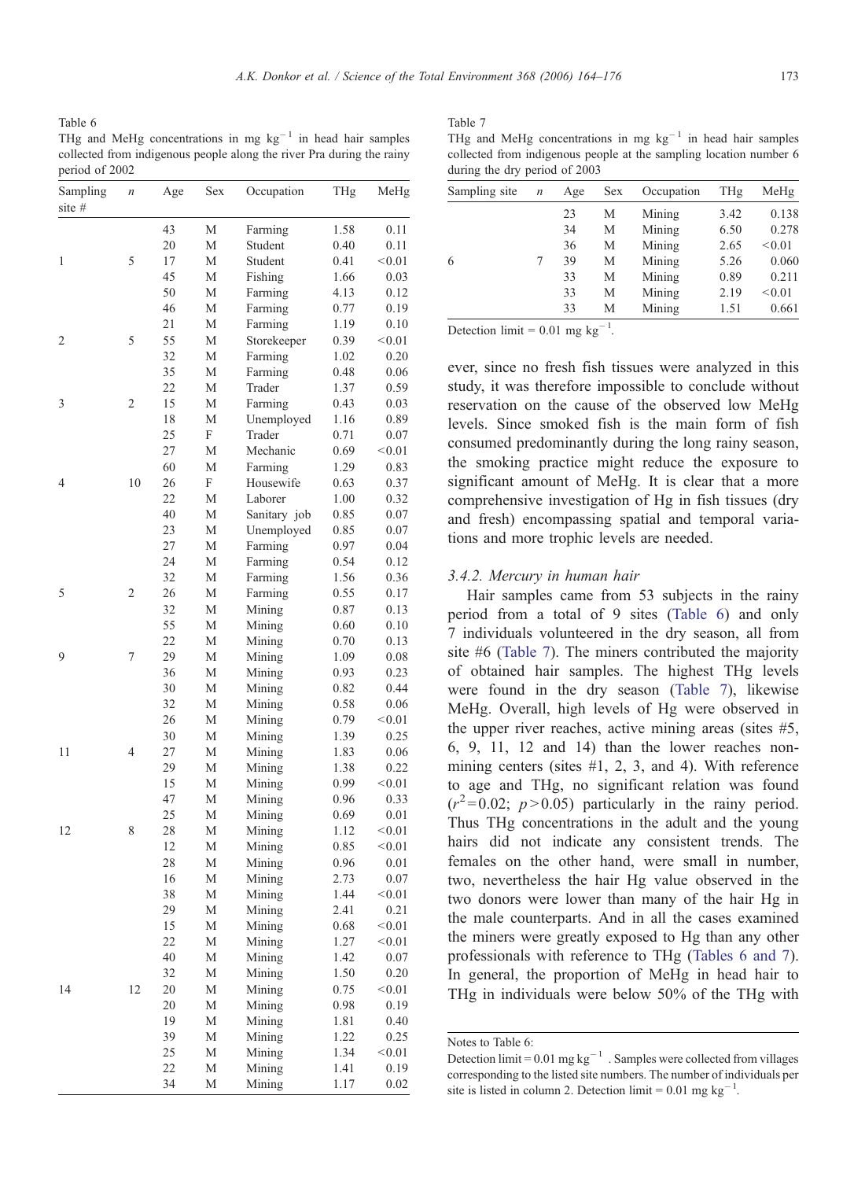Table 6
THg and MeHg concentrations in mg kg$^{-1}$ in head hair samples collected from indigenous people along the river Pra during the rainy period of 2002

| Sampling site # | $n$ | Age | Sex | Occupation | THg | MeHg |
|---|---|---|---|---|---|---|
| | | 43 | M | Farming | 1.58 | 0.11 |
| | | 20 | M | Student | 0.40 | 0.11 |
| 1 | 5 | 17 | M | Student | 0.41 | <0.01 |
| | | 45 | M | Fishing | 1.66 | 0.03 |
| | | 50 | M | Farming | 4.13 | 0.12 |
| | | 46 | M | Farming | 0.77 | 0.19 |
| | | 21 | M | Farming | 1.19 | 0.10 |
| 2 | 5 | 55 | M | Storekeeper | 0.39 | <0.01 |
| | | 32 | M | Farming | 1.02 | 0.20 |
| | | 35 | M | Farming | 0.48 | 0.06 |
| | | 22 | M | Trader | 1.37 | 0.59 |
| 3 | 2 | 15 | M | Farming | 0.43 | 0.03 |
| | | 18 | M | Unemployed | 1.16 | 0.89 |
| | | 25 | F | Trader | 0.71 | 0.07 |
| | | 27 | M | Mechanic | 0.69 | <0.01 |
| | | 60 | M | Farming | 1.29 | 0.83 |
| 4 | 10 | 26 | F | Housewife | 0.63 | 0.37 |
| | | 22 | M | Laborer | 1.00 | 0.32 |
| | | 40 | M | Sanitary job | 0.85 | 0.07 |
| | | 23 | M | Unemployed | 0.85 | 0.07 |
| | | 27 | M | Farming | 0.97 | 0.04 |
| | | 24 | M | Farming | 0.54 | 0.12 |
| | | 32 | M | Farming | 1.56 | 0.36 |
| 5 | 2 | 26 | M | Farming | 0.55 | 0.17 |
| | | 32 | M | Mining | 0.87 | 0.13 |
| | | 55 | M | Mining | 0.60 | 0.10 |
| | | 22 | M | Mining | 0.70 | 0.13 |
| 9 | 7 | 29 | M | Mining | 1.09 | 0.08 |
| | | 36 | M | Mining | 0.93 | 0.23 |
| | | 30 | M | Mining | 0.82 | 0.44 |
| | | 32 | M | Mining | 0.58 | 0.06 |
| | | 26 | M | Mining | 0.79 | <0.01 |
| | | 30 | M | Mining | 1.39 | 0.25 |
| 11 | 4 | 27 | M | Mining | 1.83 | 0.06 |
| | | 29 | M | Mining | 1.38 | 0.22 |
| | | 15 | M | Mining | 0.99 | <0.01 |
| | | 47 | M | Mining | 0.96 | 0.33 |
| | | 25 | M | Mining | 0.69 | 0.01 |
| 12 | 8 | 28 | M | Mining | 1.12 | <0.01 |
| | | 12 | M | Mining | 0.85 | <0.01 |
| | | 28 | M | Mining | 0.96 | 0.01 |
| | | 16 | M | Mining | 2.73 | 0.07 |
| | | 38 | M | Mining | 1.44 | <0.01 |
| | | 29 | M | Mining | 2.41 | 0.21 |
| | | 15 | M | Mining | 0.68 | <0.01 |
| | | 22 | M | Mining | 1.27 | <0.01 |
| | | 40 | M | Mining | 1.42 | 0.07 |
| | | 32 | M | Mining | 1.50 | 0.20 |
| 14 | 12 | 20 | M | Mining | 0.75 | <0.01 |
| | | 20 | M | Mining | 0.98 | 0.19 |
| | | 19 | M | Mining | 1.81 | 0.40 |
| | | 39 | M | Mining | 1.22 | 0.25 |
| | | 25 | M | Mining | 1.34 | <0.01 |
| | | 22 | M | Mining | 1.41 | 0.19 |
| | | 34 | M | Mining | 1.17 | 0.02 |

Notes to Table 6:
Detection limit = 0.01 mg kg$^{-1}$ . Samples were collected from villages corresponding to the listed site numbers. The number of individuals per site is listed in column 2. Detection limit = 0.01 mg kg$^{-1}$.

Table 7
THg and MeHg concentrations in mg kg$^{-1}$ in head hair samples collected from indigenous people at the sampling location number 6 during the dry period of 2003

| Sampling site | $n$ | Age | Sex | Occupation | THg | MeHg |
|---|---|---|---|---|---|---|
| | | 23 | M | Mining | 3.42 | 0.138 |
| | | 34 | M | Mining | 6.50 | 0.278 |
| | | 36 | M | Mining | 2.65 | <0.01 |
| 6 | 7 | 39 | M | Mining | 5.26 | 0.060 |
| | | 33 | M | Mining | 0.89 | 0.211 |
| | | 33 | M | Mining | 2.19 | <0.01 |
| | | 33 | M | Mining | 1.51 | 0.661 |

Detection limit = 0.01 mg kg$^{-1}$.

ever, since no fresh fish tissues were analyzed in this study, it was therefore impossible to conclude without reservation on the cause of the observed low MeHg levels. Since smoked fish is the main form of fish consumed predominantly during the long rainy season, the smoking practice might reduce the exposure to significant amount of MeHg. It is clear that a more comprehensive investigation of Hg in fish tissues (dry and fresh) encompassing spatial and temporal variations and more trophic levels are needed.

### 3.4.2. Mercury in human hair

Hair samples came from 53 subjects in the rainy period from a total of 9 sites (Table 6) and only 7 individuals volunteered in the dry season, all from site #6 (Table 7). The miners contributed the majority of obtained hair samples. The highest THg levels were found in the dry season (Table 7), likewise MeHg. Overall, high levels of Hg were observed in the upper river reaches, active mining areas (sites #5, 6, 9, 11, 12 and 14) than the lower reaches non-mining centers (sites #1, 2, 3, and 4). With reference to age and THg, no significant relation was found ($r^2 = 0.02$; $p > 0.05$) particularly in the rainy period. Thus THg concentrations in the adult and the young hairs did not indicate any consistent trends. The females on the other hand, were small in number, two, nevertheless the hair Hg value observed in the two donors were lower than many of the hair Hg in the male counterparts. And in all the cases examined the miners were greatly exposed to Hg than any other professionals with reference to THg (Tables 6 and 7). In general, the proportion of MeHg in head hair to THg in individuals were below 50% of the THg with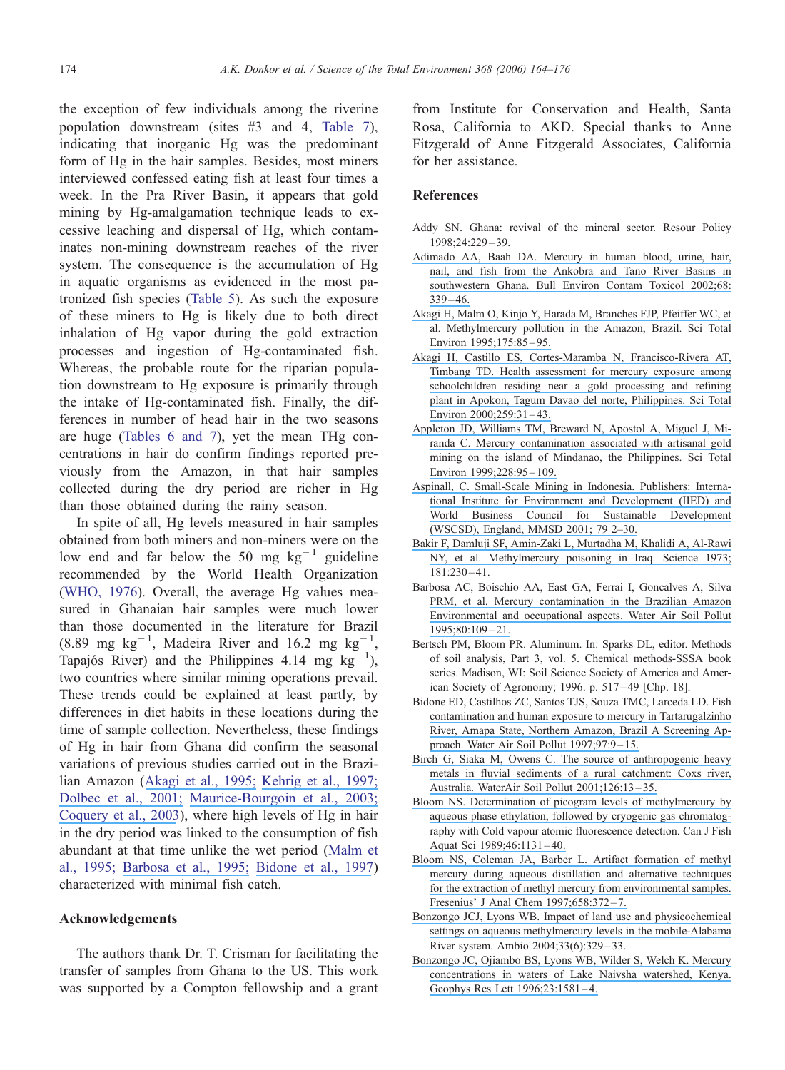the exception of few individuals among the riverine population downstream (sites #3 and 4, Table 7), indicating that inorganic Hg was the predominant form of Hg in the hair samples. Besides, most miners interviewed confessed eating fish at least four times a week. In the Pra River Basin, it appears that gold mining by Hg-amalgamation technique leads to excessive leaching and dispersal of Hg, which contaminates non-mining downstream reaches of the river system. The consequence is the accumulation of Hg in aquatic organisms as evidenced in the most patronized fish species (Table 5). As such the exposure of these miners to Hg is likely due to both direct inhalation of Hg vapor during the gold extraction processes and ingestion of Hg-contaminated fish. Whereas, the probable route for the riparian population downstream to Hg exposure is primarily through the intake of Hg-contaminated fish. Finally, the differences in number of head hair in the two seasons are huge (Tables 6 and 7), yet the mean THg concentrations in hair do confirm findings reported previously from the Amazon, in that hair samples collected during the dry period are richer in Hg than those obtained during the rainy season.

In spite of all, Hg levels measured in hair samples obtained from both miners and non-miners were on the low end and far below the 50 mg $kg^{-1}$ guideline recommended by the World Health Organization (WHO, 1976). Overall, the average Hg values measured in Ghanaian hair samples were much lower than those documented in the literature for Brazil (8.89 mg $kg^{-1}$, Madeira River and 16.2 mg $kg^{-1}$, Tapajós River) and the Philippines 4.14 mg $kg^{-1}$), two countries where similar mining operations prevail. These trends could be explained at least partly, by differences in diet habits in these locations during the time of sample collection. Nevertheless, these findings of Hg in hair from Ghana did confirm the seasonal variations of previous studies carried out in the Brazilian Amazon (Akagi et al., 1995; Kehrig et al., 1997; Dolbec et al., 2001; Maurice-Bourgoin et al., 2003; Coquery et al., 2003), where high levels of Hg in hair in the dry period was linked to the consumption of fish abundant at that time unlike the wet period (Malm et al., 1995; Barbosa et al., 1995; Bidone et al., 1997) characterized with minimal fish catch.

## Acknowledgements

The authors thank Dr. T. Crisman for facilitating the transfer of samples from Ghana to the US. This work was supported by a Compton fellowship and a grant from Institute for Conservation and Health, Santa Rosa, California to AKD. Special thanks to Anne Fitzgerald of Anne Fitzgerald Associates, California for her assistance.

## References

Addy SN. Ghana: revival of the mineral sector. Resour Policy 1998;24:229–39.

Adimado AA, Baah DA. Mercury in human blood, urine, hair, nail, and fish from the Ankobra and Tano River Basins in southwestern Ghana. Bull Environ Contam Toxicol 2002;68: 339–46.

Akagi H, Malm O, Kinjo Y, Harada M, Branches FJP, Pfeiffer WC, et al. Methylmercury pollution in the Amazon, Brazil. Sci Total Environ 1995;175:85–95.

Akagi H, Castillo ES, Cortes-Maramba N, Francisco-Rivera AT, Timbang TD. Health assessment for mercury exposure among schoolchildren residing near a gold processing and refining plant in Apokon, Tagum Davao del norte, Philippines. Sci Total Environ 2000;259:31–43.

Appleton JD, Williams TM, Breward N, Apostol A, Miguel J, Miranda C. Mercury contamination associated with artisanal gold mining on the island of Mindanao, the Philippines. Sci Total Environ 1999;228:95–109.

Aspinall, C. Small-Scale Mining in Indonesia. Publishers: International Institute for Environment and Development (IIED) and World Business Council for Sustainable Development (WSCSD), England, MMSD 2001; 79 2–30.

Bakir F, Damluji SF, Amin-Zaki L, Murtadha M, Khalidi A, Al-Rawi NY, et al. Methylmercury poisoning in Iraq. Science 1973; 181:230–41.

Barbosa AC, Boischio AA, East GA, Ferrai I, Goncalves A, Silva PRM, et al. Mercury contamination in the Brazilian Amazon Environmental and occupational aspects. Water Air Soil Pollut 1995;80:109–21.

Bertsch PM, Bloom PR. Aluminum. In: Sparks DL, editor. Methods of soil analysis, Part 3, vol. 5. Chemical methods-SSSA book series. Madison, WI: Soil Science Society of America and American Society of Agronomy; 1996. p. 517–49 [Chp. 18].

Bidone ED, Castilhos ZC, Santos TJS, Souza TMC, Larceda LD. Fish contamination and human exposure to mercury in Tartarugalzinho River, Amapa State, Northern Amazon, Brazil A Screening Approach. Water Air Soil Pollut 1997;97:9–15.

Birch G, Siaka M, Owens C. The source of anthropogenic heavy metals in fluvial sediments of a rural catchment: Coxs river, Australia. WaterAir Soil Pollut 2001;126:13–35.

Bloom NS. Determination of picogram levels of methylmercury by aqueous phase ethylation, followed by cryogenic gas chromatography with Cold vapour atomic fluorescence detection. Can J Fish Aquat Sci 1989;46:1131–40.

Bloom NS, Coleman JA, Barber L. Artifact formation of methyl mercury during aqueous distillation and alternative techniques for the extraction of methyl mercury from environmental samples. Fresenius' J Anal Chem 1997;658:372–7.

Bonzongo JCJ, Lyons WB. Impact of land use and physicochemical settings on aqueous methylmercury levels in the mobile-Alabama River system. Ambio 2004;33(6):329–33.

Bonzongo JC, Ojiambo BS, Lyons WB, Wilder S, Welch K. Mercury concentrations in waters of Lake Naivsha watershed, Kenya. Geophys Res Lett 1996;23:1581–4.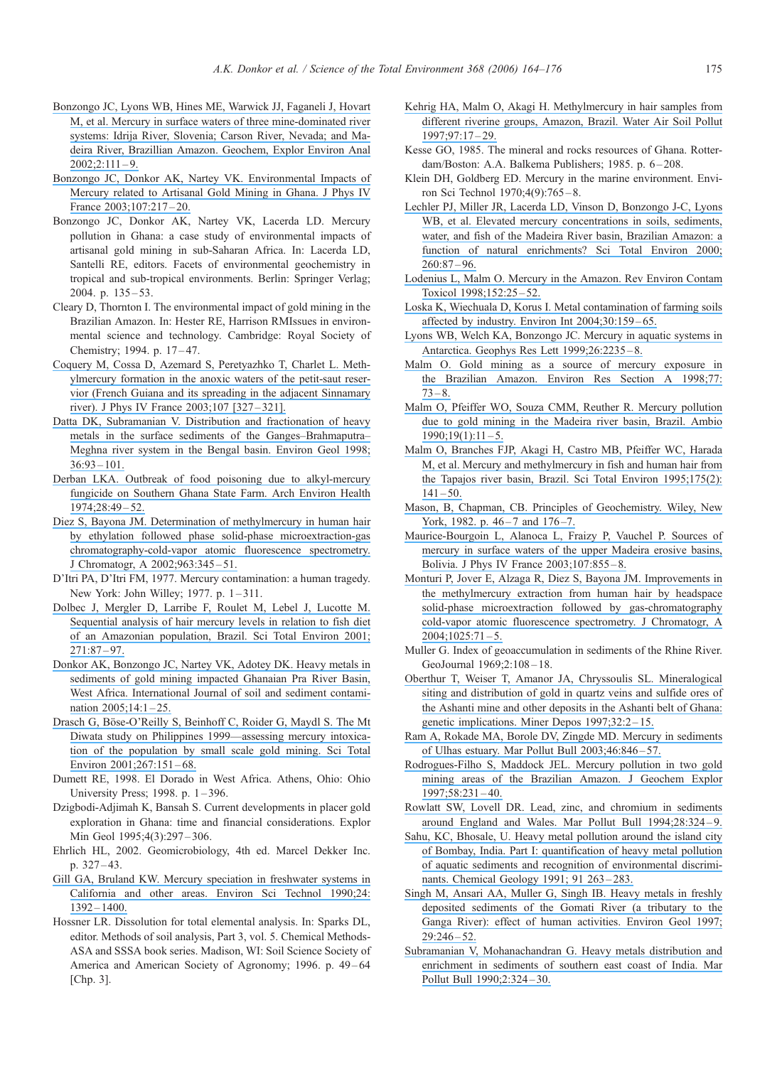Bonzongo JC, Lyons WB, Hines ME, Warwick JJ, Faganeli J, Hovart M, et al. Mercury in surface waters of three mine-dominated river systems: Idrija River, Slovenia; Carson River, Nevada; and Madeira River, Brazillian Amazon. Geochem, Explor Environ Anal 2002;2:111–9.

Bonzongo JC, Donkor AK, Nartey VK. Environmental Impacts of Mercury related to Artisanal Gold Mining in Ghana. J Phys IV France 2003;107:217–20.

Bonzongo JC, Donkor AK, Nartey VK, Lacerda LD. Mercury pollution in Ghana: a case study of environmental impacts of artisanal gold mining in sub-Saharan Africa. In: Lacerda LD, Santelli RE, editors. Facets of environmental geochemistry in tropical and sub-tropical environments. Berlin: Springer Verlag; 2004. p. 135–53.

Cleary D, Thornton I. The environmental impact of gold mining in the Brazilian Amazon. In: Hester RE, Harrison RMIssues in environmental science and technology. Cambridge: Royal Society of Chemistry; 1994. p. 17–47.

Coquery M, Cossa D, Azemard S, Peretyazhko T, Charlet L. Methylmercury formation in the anoxic waters of the petit-saut reservior (French Guiana and its spreading in the adjacent Sinnamary river). J Phys IV France 2003;107 [327–321].

Datta DK, Subramanian V. Distribution and fractionation of heavy metals in the surface sediments of the Ganges–Brahmaputra–Meghna river system in the Bengal basin. Environ Geol 1998;36:93–101.

Derban LKA. Outbreak of food poisoning due to alkyl-mercury fungicide on Southern Ghana State Farm. Arch Environ Health 1974;28:49–52.

Diez S, Bayona JM. Determination of methylmercury in human hair by ethylation followed phase solid-phase microextraction-gas chromatography-cold-vapor atomic fluorescence spectrometry. J Chromatogr, A 2002;963:345–51.

D'Itri PA, D'Itri FM, 1977. Mercury contamination: a human tragedy. New York: John Willey; 1977. p. 1–311.

Dolbec J, Mergler D, Larribe F, Roulet M, Lebel J, Lucotte M. Sequential analysis of hair mercury levels in relation to fish diet of an Amazonian population, Brazil. Sci Total Environ 2001;271:87–97.

Donkor AK, Bonzongo JC, Nartey VK, Adotey DK. Heavy metals in sediments of gold mining impacted Ghanaian Pra River Basin, West Africa. International Journal of soil and sediment contamination 2005;14:1–25.

Drasch G, Böse-O'Reilly S, Beinhoff C, Roider G, Maydl S. The Mt Diwata study on Philippines 1999—assessing mercury intoxication of the population by small scale gold mining. Sci Total Environ 2001;267:151–68.

Dumett RE, 1998. El Dorado in West Africa. Athens, Ohio: Ohio University Press; 1998. p. 1–396.

Dzigbodi-Adjimah K, Bansah S. Current developments in placer gold exploration in Ghana: time and financial considerations. Explor Min Geol 1995;4(3):297–306.

Ehrlich HL, 2002. Geomicrobiology, 4th ed. Marcel Dekker Inc. p. 327–43.

Gill GA, Bruland KW. Mercury speciation in freshwater systems in California and other areas. Environ Sci Technol 1990;24:1392–1400.

Hossner LR. Dissolution for total elemental analysis. In: Sparks DL, editor. Methods of soil analysis, Part 3, vol. 5. Chemical Methods-ASA and SSSA book series. Madison, WI: Soil Science Society of America and American Society of Agronomy; 1996. p. 49–64 [Chp. 3].

Kehrig HA, Malm O, Akagi H. Methylmercury in hair samples from different riverine groups, Amazon, Brazil. Water Air Soil Pollut 1997;97:17–29.

Kesse GO, 1985. The mineral and rocks resources of Ghana. Rotterdam/Boston: A.A. Balkema Publishers; 1985. p. 6–208.

Klein DH, Goldberg ED. Mercury in the marine environment. Environ Sci Technol 1970;4(9):765–8.

Lechler PJ, Miller JR, Lacerda LD, Vinson D, Bonzongo J-C, Lyons WB, et al. Elevated mercury concentrations in soils, sediments, water, and fish of the Madeira River basin, Brazilian Amazon: a function of natural enrichments? Sci Total Environ 2000;260:87–96.

Lodenius L, Malm O. Mercury in the Amazon. Rev Environ Contam Toxicol 1998;152:25–52.

Loska K, Wiechuala D, Korus I. Metal contamination of farming soils affected by industry. Environ Int 2004;30:159–65.

Lyons WB, Welch KA, Bonzongo JC. Mercury in aquatic systems in Antarctica. Geophys Res Lett 1999;26:2235–8.

Malm O. Gold mining as a source of mercury exposure in the Brazilian Amazon. Environ Res Section A 1998;77:73–8.

Malm O, Pfeiffer WO, Souza CMM, Reuther R. Mercury pollution due to gold mining in the Madeira river basin, Brazil. Ambio 1990;19(1):11–5.

Malm O, Branches FJP, Akagi H, Castro MB, Pfeiffer WC, Harada M, et al. Mercury and methylmercury in fish and human hair from the Tapajos river basin, Brazil. Sci Total Environ 1995;175(2):141–50.

Mason, B, Chapman, CB. Principles of Geochemistry. Wiley, New York, 1982. p. 46–7 and 176–7.

Maurice-Bourgoin L, Alanoca L, Fraizy P, Vauchel P. Sources of mercury in surface waters of the upper Madeira erosive basins, Bolivia. J Phys IV France 2003;107:855–8.

Monturi P, Jover E, Alzaga R, Diez S, Bayona JM. Improvements in the methylmercury extraction from human hair by headspace solid-phase microextraction followed by gas-chromatography cold-vapor atomic fluorescence spectrometry. J Chromatogr, A 2004;1025:71–5.

Muller G. Index of geoaccumulation in sediments of the Rhine River. GeoJournal 1969;2:108–18.

Oberthur T, Weiser T, Amanor JA, Chryssoulis SL. Mineralogical siting and distribution of gold in quartz veins and sulfide ores of the Ashanti mine and other deposits in the Ashanti belt of Ghana: genetic implications. Miner Depos 1997;32:2–15.

Ram A, Rokade MA, Borole DV, Zingde MD. Mercury in sediments of Ulhas estuary. Mar Pollut Bull 2003;46:846–57.

Rodrogues-Filho S, Maddock JEL. Mercury pollution in two gold mining areas of the Brazilian Amazon. J Geochem Explor 1997;58:231–40.

Rowlatt SW, Lovell DR. Lead, zinc, and chromium in sediments around England and Wales. Mar Pollut Bull 1994;28:324–9.

Sahu, KC, Bhosale, U. Heavy metal pollution around the island city of Bombay, India. Part I: quantification of heavy metal pollution of aquatic sediments and recognition of environmental discriminants. Chemical Geology 1991; 91 263–283.

Singh M, Ansari AA, Muller G, Singh IB. Heavy metals in freshly deposited sediments of the Gomati River (a tributary to the Ganga River): effect of human activities. Environ Geol 1997;29:246–52.

Subramanian V, Mohanachandran G. Heavy metals distribution and enrichment in sediments of southern east coast of India. Mar Pollut Bull 1990;2:324–30.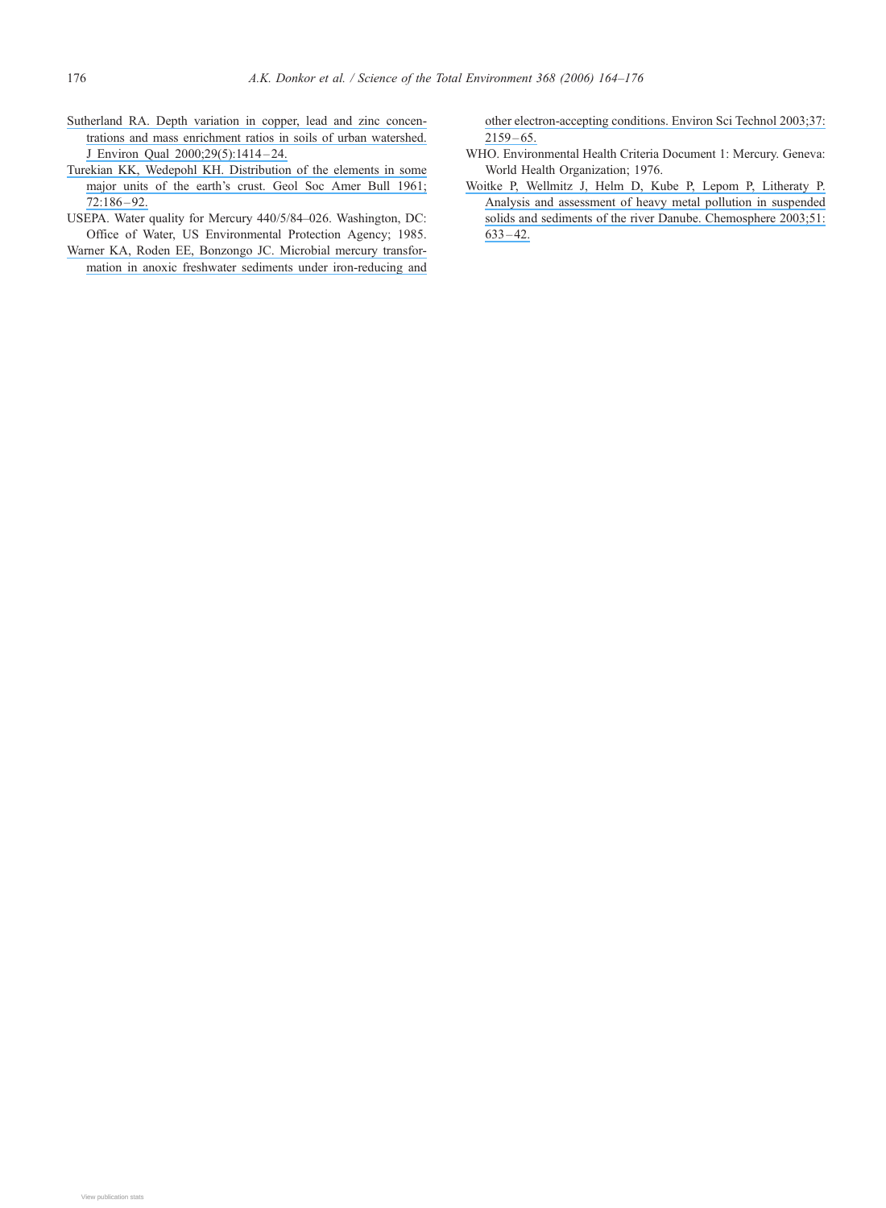Sutherland RA. Depth variation in copper, lead and zinc concentrations and mass enrichment ratios in soils of urban watershed. J Environ Qual 2000;29(5):1414–24.

Turekian KK, Wedepohl KH. Distribution of the elements in some major units of the earth's crust. Geol Soc Amer Bull 1961; 72:186–92.

USEPA. Water quality for Mercury 440/5/84–026. Washington, DC: Office of Water, US Environmental Protection Agency; 1985.

Warner KA, Roden EE, Bonzongo JC. Microbial mercury transformation in anoxic freshwater sediments under iron-reducing and other electron-accepting conditions. Environ Sci Technol 2003;37: 2159–65.

WHO. Environmental Health Criteria Document 1: Mercury. Geneva: World Health Organization; 1976.

Woitke P, Wellmitz J, Helm D, Kube P, Lepom P, Litheraty P. Analysis and assessment of heavy metal pollution in suspended solids and sediments of the river Danube. Chemosphere 2003;51: 633–42.